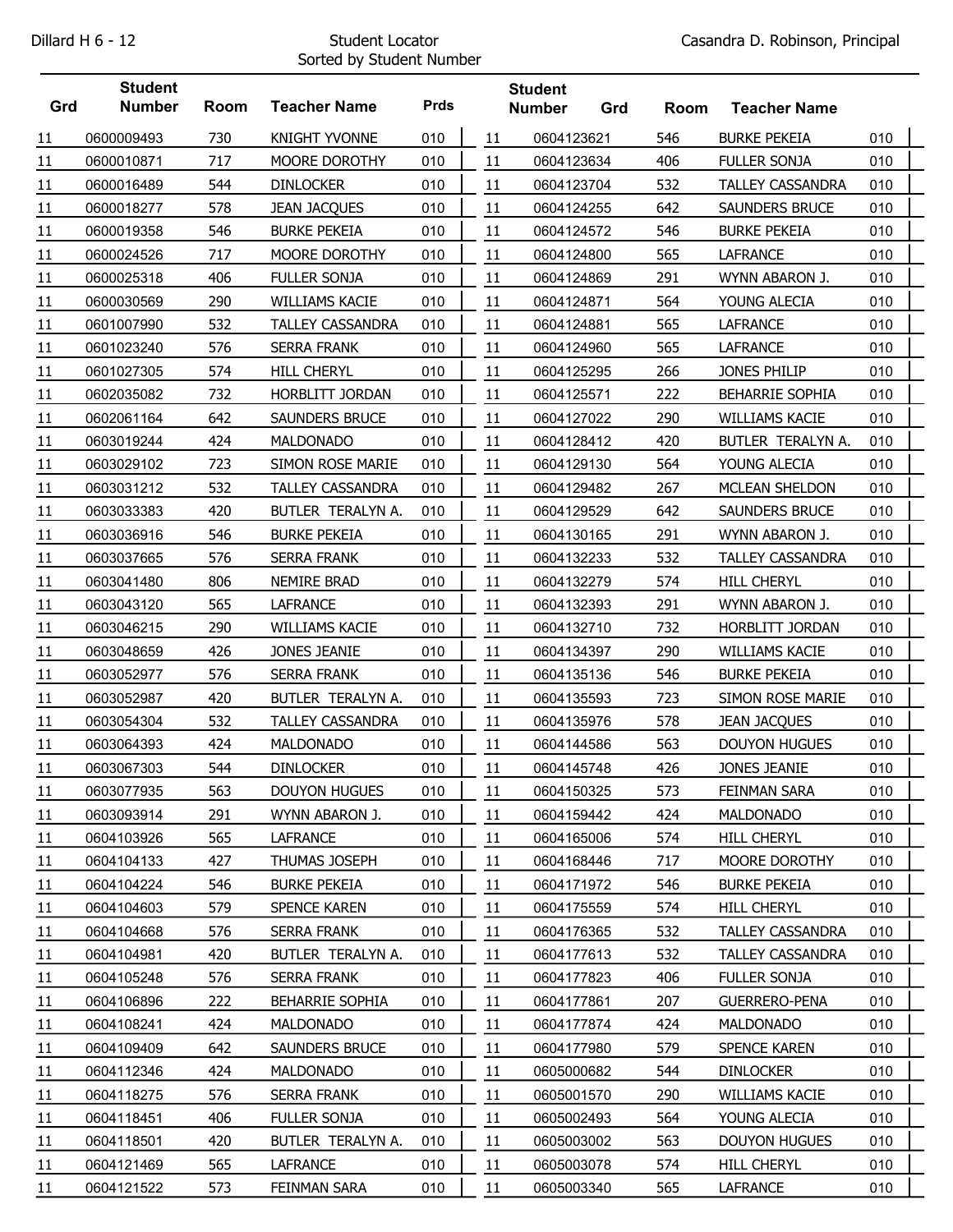Dillard H 6 - 12

# Student Locator

Sorted by Student Number

Casandra D. Robinson, Principal

| Grd | Student Number | Room | Teacher Name | Prds |
|---|---|---|---|---|
| 11 | 0600009493 | 730 | KNIGHT YVONNE | 010 |
| 11 | 0600010871 | 717 | MOORE DOROTHY | 010 |
| 11 | 0600016489 | 544 | DINLOCKER | 010 |
| 11 | 0600018277 | 578 | JEAN JACQUES | 010 |
| 11 | 0600019358 | 546 | BURKE PEKEIA | 010 |
| 11 | 0600024526 | 717 | MOORE DOROTHY | 010 |
| 11 | 0600025318 | 406 | FULLER SONJA | 010 |
| 11 | 0600030569 | 290 | WILLIAMS KACIE | 010 |
| 11 | 0601007990 | 532 | TALLEY CASSANDRA | 010 |
| 11 | 0601023240 | 576 | SERRA FRANK | 010 |
| 11 | 0601027305 | 574 | HILL CHERYL | 010 |
| 11 | 0602035082 | 732 | HORBLITT JORDAN | 010 |
| 11 | 0602061164 | 642 | SAUNDERS BRUCE | 010 |
| 11 | 0603019244 | 424 | MALDONADO | 010 |
| 11 | 0603029102 | 723 | SIMON ROSE MARIE | 010 |
| 11 | 0603031212 | 532 | TALLEY CASSANDRA | 010 |
| 11 | 0603033383 | 420 | BUTLER TERALYN A. | 010 |
| 11 | 0603036916 | 546 | BURKE PEKEIA | 010 |
| 11 | 0603037665 | 576 | SERRA FRANK | 010 |
| 11 | 0603041480 | 806 | NEMIRE BRAD | 010 |
| 11 | 0603043120 | 565 | LAFRANCE | 010 |
| 11 | 0603046215 | 290 | WILLIAMS KACIE | 010 |
| 11 | 0603048659 | 426 | JONES JEANIE | 010 |
| 11 | 0603052977 | 576 | SERRA FRANK | 010 |
| 11 | 0603052987 | 420 | BUTLER TERALYN A. | 010 |
| 11 | 0603054304 | 532 | TALLEY CASSANDRA | 010 |
| 11 | 0603064393 | 424 | MALDONADO | 010 |
| 11 | 0603067303 | 544 | DINLOCKER | 010 |
| 11 | 0603077935 | 563 | DOUYON HUGUES | 010 |
| 11 | 0603093914 | 291 | WYNN ABARON J. | 010 |
| 11 | 0604103926 | 565 | LAFRANCE | 010 |
| 11 | 0604104133 | 427 | THUMAS JOSEPH | 010 |
| 11 | 0604104224 | 546 | BURKE PEKEIA | 010 |
| 11 | 0604104603 | 579 | SPENCE KAREN | 010 |
| 11 | 0604104668 | 576 | SERRA FRANK | 010 |
| 11 | 0604104981 | 420 | BUTLER TERALYN A. | 010 |
| 11 | 0604105248 | 576 | SERRA FRANK | 010 |
| 11 | 0604106896 | 222 | BEHARRIE SOPHIA | 010 |
| 11 | 0604108241 | 424 | MALDONADO | 010 |
| 11 | 0604109409 | 642 | SAUNDERS BRUCE | 010 |
| 11 | 0604112346 | 424 | MALDONADO | 010 |
| 11 | 0604118275 | 576 | SERRA FRANK | 010 |
| 11 | 0604118451 | 406 | FULLER SONJA | 010 |
| 11 | 0604118501 | 420 | BUTLER TERALYN A. | 010 |
| 11 | 0604121469 | 565 | LAFRANCE | 010 |
| 11 | 0604121522 | 573 | FEINMAN SARA | 010 |
| 11 | 0604123621 | 546 | BURKE PEKEIA | 010 |
| 11 | 0604123634 | 406 | FULLER SONJA | 010 |
| 11 | 0604123704 | 532 | TALLEY CASSANDRA | 010 |
| 11 | 0604124255 | 642 | SAUNDERS BRUCE | 010 |
| 11 | 0604124572 | 546 | BURKE PEKEIA | 010 |
| 11 | 0604124800 | 565 | LAFRANCE | 010 |
| 11 | 0604124869 | 291 | WYNN ABARON J. | 010 |
| 11 | 0604124871 | 564 | YOUNG ALECIA | 010 |
| 11 | 0604124881 | 565 | LAFRANCE | 010 |
| 11 | 0604124960 | 565 | LAFRANCE | 010 |
| 11 | 0604125295 | 266 | JONES PHILIP | 010 |
| 11 | 0604125571 | 222 | BEHARRIE SOPHIA | 010 |
| 11 | 0604127022 | 290 | WILLIAMS KACIE | 010 |
| 11 | 0604128412 | 420 | BUTLER TERALYN A. | 010 |
| 11 | 0604129130 | 564 | YOUNG ALECIA | 010 |
| 11 | 0604129482 | 267 | MCLEAN SHELDON | 010 |
| 11 | 0604129529 | 642 | SAUNDERS BRUCE | 010 |
| 11 | 0604130165 | 291 | WYNN ABARON J. | 010 |
| 11 | 0604132233 | 532 | TALLEY CASSANDRA | 010 |
| 11 | 0604132279 | 574 | HILL CHERYL | 010 |
| 11 | 0604132393 | 291 | WYNN ABARON J. | 010 |
| 11 | 0604132710 | 732 | HORBLITT JORDAN | 010 |
| 11 | 0604134397 | 290 | WILLIAMS KACIE | 010 |
| 11 | 0604135136 | 546 | BURKE PEKEIA | 010 |
| 11 | 0604135593 | 723 | SIMON ROSE MARIE | 010 |
| 11 | 0604135976 | 578 | JEAN JACQUES | 010 |
| 11 | 0604144586 | 563 | DOUYON HUGUES | 010 |
| 11 | 0604145748 | 426 | JONES JEANIE | 010 |
| 11 | 0604150325 | 573 | FEINMAN SARA | 010 |
| 11 | 0604159442 | 424 | MALDONADO | 010 |
| 11 | 0604165006 | 574 | HILL CHERYL | 010 |
| 11 | 0604168446 | 717 | MOORE DOROTHY | 010 |
| 11 | 0604171972 | 546 | BURKE PEKEIA | 010 |
| 11 | 0604175559 | 574 | HILL CHERYL | 010 |
| 11 | 0604176365 | 532 | TALLEY CASSANDRA | 010 |
| 11 | 0604177613 | 532 | TALLEY CASSANDRA | 010 |
| 11 | 0604177823 | 406 | FULLER SONJA | 010 |
| 11 | 0604177861 | 207 | GUERRERO-PENA | 010 |
| 11 | 0604177874 | 424 | MALDONADO | 010 |
| 11 | 0604177980 | 579 | SPENCE KAREN | 010 |
| 11 | 0605000682 | 544 | DINLOCKER | 010 |
| 11 | 0605001570 | 290 | WILLIAMS KACIE | 010 |
| 11 | 0605002493 | 564 | YOUNG ALECIA | 010 |
| 11 | 0605003002 | 563 | DOUYON HUGUES | 010 |
| 11 | 0605003078 | 574 | HILL CHERYL | 010 |
| 11 | 0605003340 | 565 | LAFRANCE | 010 |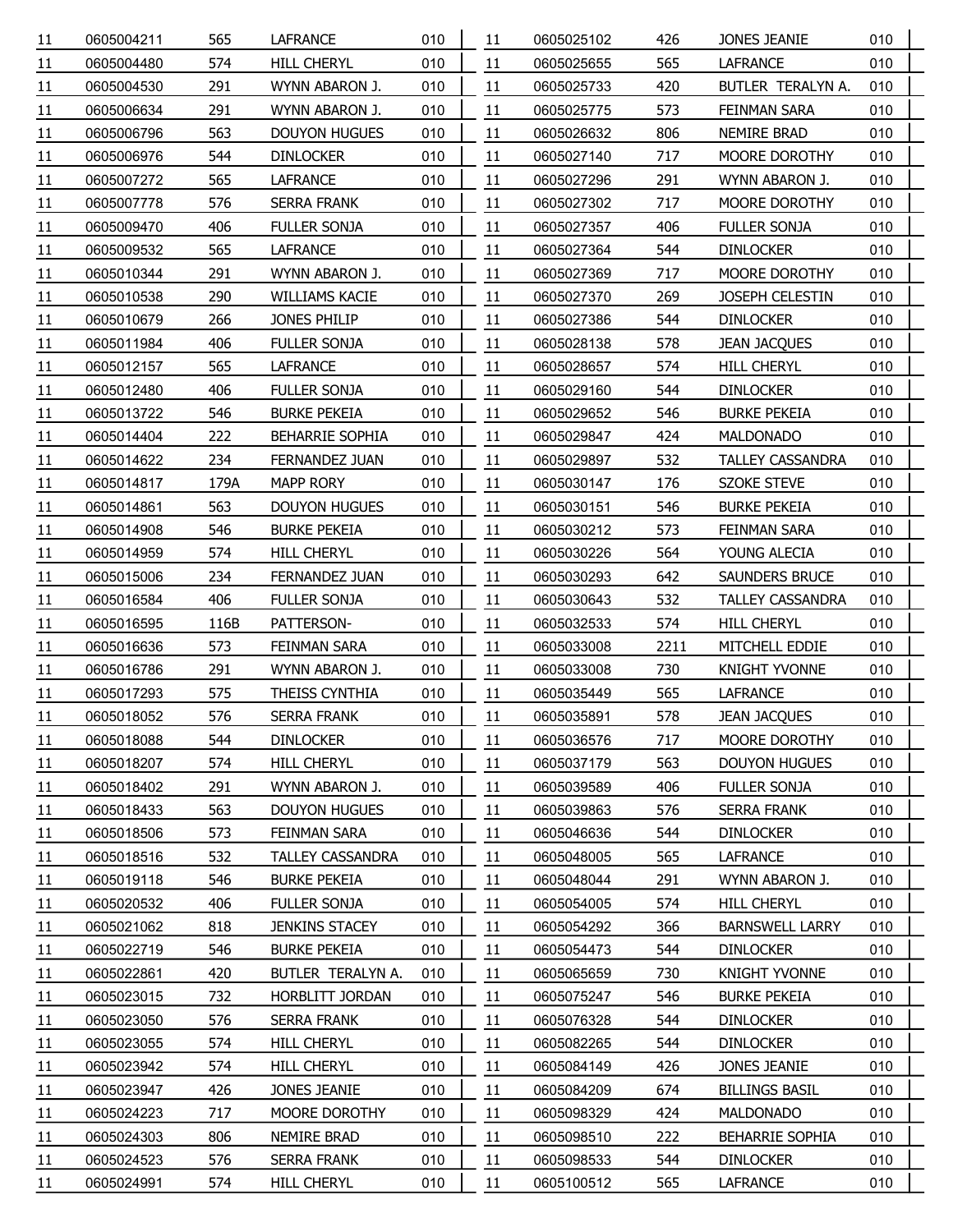| | | | | |
|---|---|---|---|---|
| 11 | 0605004211 | 565 | LAFRANCE | 010 |
| 11 | 0605004480 | 574 | HILL CHERYL | 010 |
| 11 | 0605004530 | 291 | WYNN ABARON J. | 010 |
| 11 | 0605006634 | 291 | WYNN ABARON J. | 010 |
| 11 | 0605006796 | 563 | DOUYON HUGUES | 010 |
| 11 | 0605006976 | 544 | DINLOCKER | 010 |
| 11 | 0605007272 | 565 | LAFRANCE | 010 |
| 11 | 0605007778 | 576 | SERRA FRANK | 010 |
| 11 | 0605009470 | 406 | FULLER SONJA | 010 |
| 11 | 0605009532 | 565 | LAFRANCE | 010 |
| 11 | 0605010344 | 291 | WYNN ABARON J. | 010 |
| 11 | 0605010538 | 290 | WILLIAMS KACIE | 010 |
| 11 | 0605010679 | 266 | JONES PHILIP | 010 |
| 11 | 0605011984 | 406 | FULLER SONJA | 010 |
| 11 | 0605012157 | 565 | LAFRANCE | 010 |
| 11 | 0605012480 | 406 | FULLER SONJA | 010 |
| 11 | 0605013722 | 546 | BURKE PEKEIA | 010 |
| 11 | 0605014404 | 222 | BEHARRIE SOPHIA | 010 |
| 11 | 0605014622 | 234 | FERNANDEZ JUAN | 010 |
| 11 | 0605014817 | 179A | MAPP RORY | 010 |
| 11 | 0605014861 | 563 | DOUYON HUGUES | 010 |
| 11 | 0605014908 | 546 | BURKE PEKEIA | 010 |
| 11 | 0605014959 | 574 | HILL CHERYL | 010 |
| 11 | 0605015006 | 234 | FERNANDEZ JUAN | 010 |
| 11 | 0605016584 | 406 | FULLER SONJA | 010 |
| 11 | 0605016595 | 116B | PATTERSON- | 010 |
| 11 | 0605016636 | 573 | FEINMAN SARA | 010 |
| 11 | 0605016786 | 291 | WYNN ABARON J. | 010 |
| 11 | 0605017293 | 575 | THEISS CYNTHIA | 010 |
| 11 | 0605018052 | 576 | SERRA FRANK | 010 |
| 11 | 0605018088 | 544 | DINLOCKER | 010 |
| 11 | 0605018207 | 574 | HILL CHERYL | 010 |
| 11 | 0605018402 | 291 | WYNN ABARON J. | 010 |
| 11 | 0605018433 | 563 | DOUYON HUGUES | 010 |
| 11 | 0605018506 | 573 | FEINMAN SARA | 010 |
| 11 | 0605018516 | 532 | TALLEY CASSANDRA | 010 |
| 11 | 0605019118 | 546 | BURKE PEKEIA | 010 |
| 11 | 0605020532 | 406 | FULLER SONJA | 010 |
| 11 | 0605021062 | 818 | JENKINS STACEY | 010 |
| 11 | 0605022719 | 546 | BURKE PEKEIA | 010 |
| 11 | 0605022861 | 420 | BUTLER TERALYN A. | 010 |
| 11 | 0605023015 | 732 | HORBLITT JORDAN | 010 |
| 11 | 0605023050 | 576 | SERRA FRANK | 010 |
| 11 | 0605023055 | 574 | HILL CHERYL | 010 |
| 11 | 0605023942 | 574 | HILL CHERYL | 010 |
| 11 | 0605023947 | 426 | JONES JEANIE | 010 |
| 11 | 0605024223 | 717 | MOORE DOROTHY | 010 |
| 11 | 0605024303 | 806 | NEMIRE BRAD | 010 |
| 11 | 0605024523 | 576 | SERRA FRANK | 010 |
| 11 | 0605024991 | 574 | HILL CHERYL | 010 |
| 11 | 0605025102 | 426 | JONES JEANIE | 010 |
| 11 | 0605025655 | 565 | LAFRANCE | 010 |
| 11 | 0605025733 | 420 | BUTLER TERALYN A. | 010 |
| 11 | 0605025775 | 573 | FEINMAN SARA | 010 |
| 11 | 0605026632 | 806 | NEMIRE BRAD | 010 |
| 11 | 0605027140 | 717 | MOORE DOROTHY | 010 |
| 11 | 0605027296 | 291 | WYNN ABARON J. | 010 |
| 11 | 0605027302 | 717 | MOORE DOROTHY | 010 |
| 11 | 0605027357 | 406 | FULLER SONJA | 010 |
| 11 | 0605027364 | 544 | DINLOCKER | 010 |
| 11 | 0605027369 | 717 | MOORE DOROTHY | 010 |
| 11 | 0605027370 | 269 | JOSEPH CELESTIN | 010 |
| 11 | 0605027386 | 544 | DINLOCKER | 010 |
| 11 | 0605028138 | 578 | JEAN JACQUES | 010 |
| 11 | 0605028657 | 574 | HILL CHERYL | 010 |
| 11 | 0605029160 | 544 | DINLOCKER | 010 |
| 11 | 0605029652 | 546 | BURKE PEKEIA | 010 |
| 11 | 0605029847 | 424 | MALDONADO | 010 |
| 11 | 0605029897 | 532 | TALLEY CASSANDRA | 010 |
| 11 | 0605030147 | 176 | SZOKE STEVE | 010 |
| 11 | 0605030151 | 546 | BURKE PEKEIA | 010 |
| 11 | 0605030212 | 573 | FEINMAN SARA | 010 |
| 11 | 0605030226 | 564 | YOUNG ALECIA | 010 |
| 11 | 0605030293 | 642 | SAUNDERS BRUCE | 010 |
| 11 | 0605030643 | 532 | TALLEY CASSANDRA | 010 |
| 11 | 0605032533 | 574 | HILL CHERYL | 010 |
| 11 | 0605033008 | 2211 | MITCHELL EDDIE | 010 |
| 11 | 0605033008 | 730 | KNIGHT YVONNE | 010 |
| 11 | 0605035449 | 565 | LAFRANCE | 010 |
| 11 | 0605035891 | 578 | JEAN JACQUES | 010 |
| 11 | 0605036576 | 717 | MOORE DOROTHY | 010 |
| 11 | 0605037179 | 563 | DOUYON HUGUES | 010 |
| 11 | 0605039589 | 406 | FULLER SONJA | 010 |
| 11 | 0605039863 | 576 | SERRA FRANK | 010 |
| 11 | 0605046636 | 544 | DINLOCKER | 010 |
| 11 | 0605048005 | 565 | LAFRANCE | 010 |
| 11 | 0605048044 | 291 | WYNN ABARON J. | 010 |
| 11 | 0605054005 | 574 | HILL CHERYL | 010 |
| 11 | 0605054292 | 366 | BARNSWELL LARRY | 010 |
| 11 | 0605054473 | 544 | DINLOCKER | 010 |
| 11 | 0605065659 | 730 | KNIGHT YVONNE | 010 |
| 11 | 0605075247 | 546 | BURKE PEKEIA | 010 |
| 11 | 0605076328 | 544 | DINLOCKER | 010 |
| 11 | 0605082265 | 544 | DINLOCKER | 010 |
| 11 | 0605084149 | 426 | JONES JEANIE | 010 |
| 11 | 0605084209 | 674 | BILLINGS BASIL | 010 |
| 11 | 0605098329 | 424 | MALDONADO | 010 |
| 11 | 0605098510 | 222 | BEHARRIE SOPHIA | 010 |
| 11 | 0605098533 | 544 | DINLOCKER | 010 |
| 11 | 0605100512 | 565 | LAFRANCE | 010 |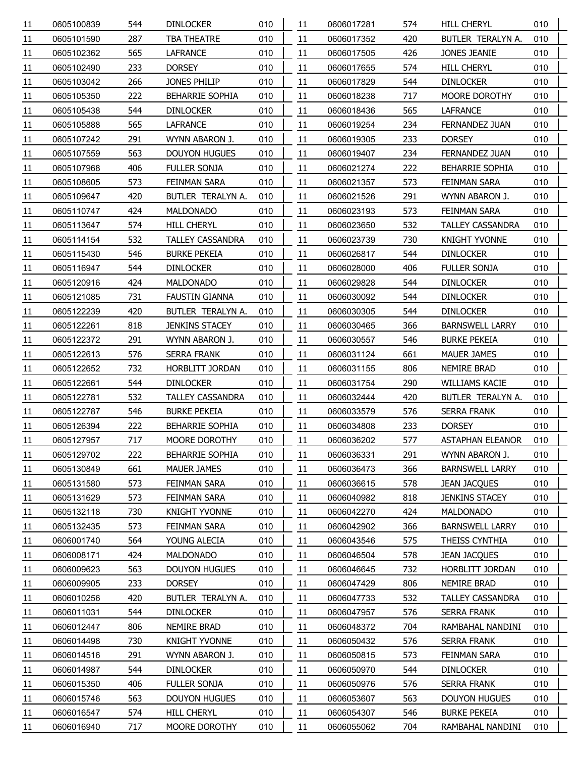| | | | | |
|---|---|---|---|---|
| 11 | 0605100839 | 544 | DINLOCKER | 010 |
| 11 | 0605101590 | 287 | TBA THEATRE | 010 |
| 11 | 0605102362 | 565 | LAFRANCE | 010 |
| 11 | 0605102490 | 233 | DORSEY | 010 |
| 11 | 0605103042 | 266 | JONES PHILIP | 010 |
| 11 | 0605105350 | 222 | BEHARRIE SOPHIA | 010 |
| 11 | 0605105438 | 544 | DINLOCKER | 010 |
| 11 | 0605105888 | 565 | LAFRANCE | 010 |
| 11 | 0605107242 | 291 | WYNN ABARON J. | 010 |
| 11 | 0605107559 | 563 | DOUYON HUGUES | 010 |
| 11 | 0605107968 | 406 | FULLER SONJA | 010 |
| 11 | 0605108605 | 573 | FEINMAN SARA | 010 |
| 11 | 0605109647 | 420 | BUTLER TERALYN A. | 010 |
| 11 | 0605110747 | 424 | MALDONADO | 010 |
| 11 | 0605113647 | 574 | HILL CHERYL | 010 |
| 11 | 0605114154 | 532 | TALLEY CASSANDRA | 010 |
| 11 | 0605115430 | 546 | BURKE PEKEIA | 010 |
| 11 | 0605116947 | 544 | DINLOCKER | 010 |
| 11 | 0605120916 | 424 | MALDONADO | 010 |
| 11 | 0605121085 | 731 | FAUSTIN GIANNA | 010 |
| 11 | 0605122239 | 420 | BUTLER TERALYN A. | 010 |
| 11 | 0605122261 | 818 | JENKINS STACEY | 010 |
| 11 | 0605122372 | 291 | WYNN ABARON J. | 010 |
| 11 | 0605122613 | 576 | SERRA FRANK | 010 |
| 11 | 0605122652 | 732 | HORBLITT JORDAN | 010 |
| 11 | 0605122661 | 544 | DINLOCKER | 010 |
| 11 | 0605122781 | 532 | TALLEY CASSANDRA | 010 |
| 11 | 0605122787 | 546 | BURKE PEKEIA | 010 |
| 11 | 0605126394 | 222 | BEHARRIE SOPHIA | 010 |
| 11 | 0605127957 | 717 | MOORE DOROTHY | 010 |
| 11 | 0605129702 | 222 | BEHARRIE SOPHIA | 010 |
| 11 | 0605130849 | 661 | MAUER JAMES | 010 |
| 11 | 0605131580 | 573 | FEINMAN SARA | 010 |
| 11 | 0605131629 | 573 | FEINMAN SARA | 010 |
| 11 | 0605132118 | 730 | KNIGHT YVONNE | 010 |
| 11 | 0605132435 | 573 | FEINMAN SARA | 010 |
| 11 | 0606001740 | 564 | YOUNG ALECIA | 010 |
| 11 | 0606008171 | 424 | MALDONADO | 010 |
| 11 | 0606009623 | 563 | DOUYON HUGUES | 010 |
| 11 | 0606009905 | 233 | DORSEY | 010 |
| 11 | 0606010256 | 420 | BUTLER TERALYN A. | 010 |
| 11 | 0606011031 | 544 | DINLOCKER | 010 |
| 11 | 0606012447 | 806 | NEMIRE BRAD | 010 |
| 11 | 0606014498 | 730 | KNIGHT YVONNE | 010 |
| 11 | 0606014516 | 291 | WYNN ABARON J. | 010 |
| 11 | 0606014987 | 544 | DINLOCKER | 010 |
| 11 | 0606015350 | 406 | FULLER SONJA | 010 |
| 11 | 0606015746 | 563 | DOUYON HUGUES | 010 |
| 11 | 0606016547 | 574 | HILL CHERYL | 010 |
| 11 | 0606016940 | 717 | MOORE DOROTHY | 010 |
| 11 | 0606017281 | 574 | HILL CHERYL | 010 |
| 11 | 0606017352 | 420 | BUTLER TERALYN A. | 010 |
| 11 | 0606017505 | 426 | JONES JEANIE | 010 |
| 11 | 0606017655 | 574 | HILL CHERYL | 010 |
| 11 | 0606017829 | 544 | DINLOCKER | 010 |
| 11 | 0606018238 | 717 | MOORE DOROTHY | 010 |
| 11 | 0606018436 | 565 | LAFRANCE | 010 |
| 11 | 0606019254 | 234 | FERNANDEZ JUAN | 010 |
| 11 | 0606019305 | 233 | DORSEY | 010 |
| 11 | 0606019407 | 234 | FERNANDEZ JUAN | 010 |
| 11 | 0606021274 | 222 | BEHARRIE SOPHIA | 010 |
| 11 | 0606021357 | 573 | FEINMAN SARA | 010 |
| 11 | 0606021526 | 291 | WYNN ABARON J. | 010 |
| 11 | 0606023193 | 573 | FEINMAN SARA | 010 |
| 11 | 0606023650 | 532 | TALLEY CASSANDRA | 010 |
| 11 | 0606023739 | 730 | KNIGHT YVONNE | 010 |
| 11 | 0606026817 | 544 | DINLOCKER | 010 |
| 11 | 0606028000 | 406 | FULLER SONJA | 010 |
| 11 | 0606029828 | 544 | DINLOCKER | 010 |
| 11 | 0606030092 | 544 | DINLOCKER | 010 |
| 11 | 0606030305 | 544 | DINLOCKER | 010 |
| 11 | 0606030465 | 366 | BARNSWELL LARRY | 010 |
| 11 | 0606030557 | 546 | BURKE PEKEIA | 010 |
| 11 | 0606031124 | 661 | MAUER JAMES | 010 |
| 11 | 0606031155 | 806 | NEMIRE BRAD | 010 |
| 11 | 0606031754 | 290 | WILLIAMS KACIE | 010 |
| 11 | 0606032444 | 420 | BUTLER TERALYN A. | 010 |
| 11 | 0606033579 | 576 | SERRA FRANK | 010 |
| 11 | 0606034808 | 233 | DORSEY | 010 |
| 11 | 0606036202 | 577 | ASTAPHAN ELEANOR | 010 |
| 11 | 0606036331 | 291 | WYNN ABARON J. | 010 |
| 11 | 0606036473 | 366 | BARNSWELL LARRY | 010 |
| 11 | 0606036615 | 578 | JEAN JACQUES | 010 |
| 11 | 0606040982 | 818 | JENKINS STACEY | 010 |
| 11 | 0606042270 | 424 | MALDONADO | 010 |
| 11 | 0606042902 | 366 | BARNSWELL LARRY | 010 |
| 11 | 0606043546 | 575 | THEISS CYNTHIA | 010 |
| 11 | 0606046504 | 578 | JEAN JACQUES | 010 |
| 11 | 0606046645 | 732 | HORBLITT JORDAN | 010 |
| 11 | 0606047429 | 806 | NEMIRE BRAD | 010 |
| 11 | 0606047733 | 532 | TALLEY CASSANDRA | 010 |
| 11 | 0606047957 | 576 | SERRA FRANK | 010 |
| 11 | 0606048372 | 704 | RAMBAHAL NANDINI | 010 |
| 11 | 0606050432 | 576 | SERRA FRANK | 010 |
| 11 | 0606050815 | 573 | FEINMAN SARA | 010 |
| 11 | 0606050970 | 544 | DINLOCKER | 010 |
| 11 | 0606050976 | 576 | SERRA FRANK | 010 |
| 11 | 0606053607 | 563 | DOUYON HUGUES | 010 |
| 11 | 0606054307 | 546 | BURKE PEKEIA | 010 |
| 11 | 0606055062 | 704 | RAMBAHAL NANDINI | 010 |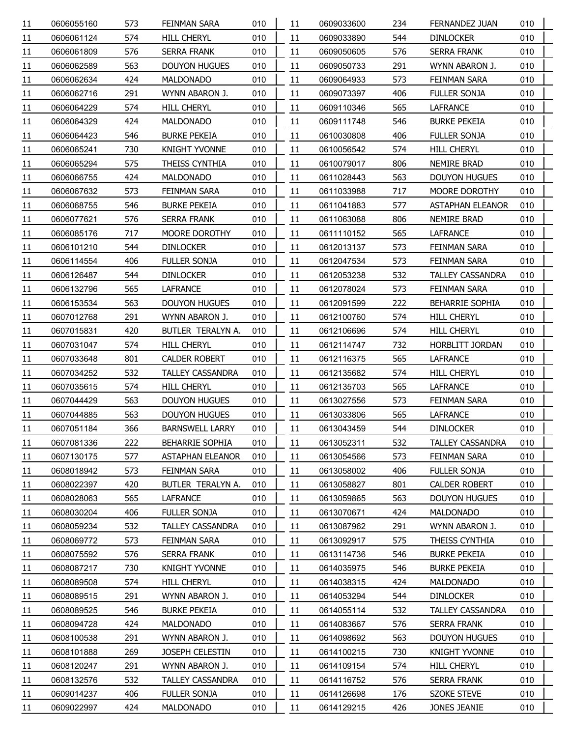| | | | | |
|---|---|---|---|---|
| 11 | 0606055160 | 573 | FEINMAN SARA | 010 |
| 11 | 0606061124 | 574 | HILL CHERYL | 010 |
| 11 | 0606061809 | 576 | SERRA FRANK | 010 |
| 11 | 0606062589 | 563 | DOUYON HUGUES | 010 |
| 11 | 0606062634 | 424 | MALDONADO | 010 |
| 11 | 0606062716 | 291 | WYNN ABARON J. | 010 |
| 11 | 0606064229 | 574 | HILL CHERYL | 010 |
| 11 | 0606064329 | 424 | MALDONADO | 010 |
| 11 | 0606064423 | 546 | BURKE PEKEIA | 010 |
| 11 | 0606065241 | 730 | KNIGHT YVONNE | 010 |
| 11 | 0606065294 | 575 | THEISS CYNTHIA | 010 |
| 11 | 0606066755 | 424 | MALDONADO | 010 |
| 11 | 0606067632 | 573 | FEINMAN SARA | 010 |
| 11 | 0606068755 | 546 | BURKE PEKEIA | 010 |
| 11 | 0606077621 | 576 | SERRA FRANK | 010 |
| 11 | 0606085176 | 717 | MOORE DOROTHY | 010 |
| 11 | 0606101210 | 544 | DINLOCKER | 010 |
| 11 | 0606114554 | 406 | FULLER SONJA | 010 |
| 11 | 0606126487 | 544 | DINLOCKER | 010 |
| 11 | 0606132796 | 565 | LAFRANCE | 010 |
| 11 | 0606153534 | 563 | DOUYON HUGUES | 010 |
| 11 | 0607012768 | 291 | WYNN ABARON J. | 010 |
| 11 | 0607015831 | 420 | BUTLER TERALYN A. | 010 |
| 11 | 0607031047 | 574 | HILL CHERYL | 010 |
| 11 | 0607033648 | 801 | CALDER ROBERT | 010 |
| 11 | 0607034252 | 532 | TALLEY CASSANDRA | 010 |
| 11 | 0607035615 | 574 | HILL CHERYL | 010 |
| 11 | 0607044429 | 563 | DOUYON HUGUES | 010 |
| 11 | 0607044885 | 563 | DOUYON HUGUES | 010 |
| 11 | 0607051184 | 366 | BARNSWELL LARRY | 010 |
| 11 | 0607081336 | 222 | BEHARRIE SOPHIA | 010 |
| 11 | 0607130175 | 577 | ASTAPHAN ELEANOR | 010 |
| 11 | 0608018942 | 573 | FEINMAN SARA | 010 |
| 11 | 0608022397 | 420 | BUTLER TERALYN A. | 010 |
| 11 | 0608028063 | 565 | LAFRANCE | 010 |
| 11 | 0608030204 | 406 | FULLER SONJA | 010 |
| 11 | 0608059234 | 532 | TALLEY CASSANDRA | 010 |
| 11 | 0608069772 | 573 | FEINMAN SARA | 010 |
| 11 | 0608075592 | 576 | SERRA FRANK | 010 |
| 11 | 0608087217 | 730 | KNIGHT YVONNE | 010 |
| 11 | 0608089508 | 574 | HILL CHERYL | 010 |
| 11 | 0608089515 | 291 | WYNN ABARON J. | 010 |
| 11 | 0608089525 | 546 | BURKE PEKEIA | 010 |
| 11 | 0608094728 | 424 | MALDONADO | 010 |
| 11 | 0608100538 | 291 | WYNN ABARON J. | 010 |
| 11 | 0608101888 | 269 | JOSEPH CELESTIN | 010 |
| 11 | 0608120247 | 291 | WYNN ABARON J. | 010 |
| 11 | 0608132576 | 532 | TALLEY CASSANDRA | 010 |
| 11 | 0609014237 | 406 | FULLER SONJA | 010 |
| 11 | 0609022997 | 424 | MALDONADO | 010 |
| 11 | 0609033600 | 234 | FERNANDEZ JUAN | 010 |
| 11 | 0609033890 | 544 | DINLOCKER | 010 |
| 11 | 0609050605 | 576 | SERRA FRANK | 010 |
| 11 | 0609050733 | 291 | WYNN ABARON J. | 010 |
| 11 | 0609064933 | 573 | FEINMAN SARA | 010 |
| 11 | 0609073397 | 406 | FULLER SONJA | 010 |
| 11 | 0609110346 | 565 | LAFRANCE | 010 |
| 11 | 0609111748 | 546 | BURKE PEKEIA | 010 |
| 11 | 0610030808 | 406 | FULLER SONJA | 010 |
| 11 | 0610056542 | 574 | HILL CHERYL | 010 |
| 11 | 0610079017 | 806 | NEMIRE BRAD | 010 |
| 11 | 0611028443 | 563 | DOUYON HUGUES | 010 |
| 11 | 0611033988 | 717 | MOORE DOROTHY | 010 |
| 11 | 0611041883 | 577 | ASTAPHAN ELEANOR | 010 |
| 11 | 0611063088 | 806 | NEMIRE BRAD | 010 |
| 11 | 0611110152 | 565 | LAFRANCE | 010 |
| 11 | 0612013137 | 573 | FEINMAN SARA | 010 |
| 11 | 0612047534 | 573 | FEINMAN SARA | 010 |
| 11 | 0612053238 | 532 | TALLEY CASSANDRA | 010 |
| 11 | 0612078024 | 573 | FEINMAN SARA | 010 |
| 11 | 0612091599 | 222 | BEHARRIE SOPHIA | 010 |
| 11 | 0612100760 | 574 | HILL CHERYL | 010 |
| 11 | 0612106696 | 574 | HILL CHERYL | 010 |
| 11 | 0612114747 | 732 | HORBLITT JORDAN | 010 |
| 11 | 0612116375 | 565 | LAFRANCE | 010 |
| 11 | 0612135682 | 574 | HILL CHERYL | 010 |
| 11 | 0612135703 | 565 | LAFRANCE | 010 |
| 11 | 0613027556 | 573 | FEINMAN SARA | 010 |
| 11 | 0613033806 | 565 | LAFRANCE | 010 |
| 11 | 0613043459 | 544 | DINLOCKER | 010 |
| 11 | 0613052311 | 532 | TALLEY CASSANDRA | 010 |
| 11 | 0613054566 | 573 | FEINMAN SARA | 010 |
| 11 | 0613058002 | 406 | FULLER SONJA | 010 |
| 11 | 0613058827 | 801 | CALDER ROBERT | 010 |
| 11 | 0613059865 | 563 | DOUYON HUGUES | 010 |
| 11 | 0613070671 | 424 | MALDONADO | 010 |
| 11 | 0613087962 | 291 | WYNN ABARON J. | 010 |
| 11 | 0613092917 | 575 | THEISS CYNTHIA | 010 |
| 11 | 0613114736 | 546 | BURKE PEKEIA | 010 |
| 11 | 0614035975 | 546 | BURKE PEKEIA | 010 |
| 11 | 0614038315 | 424 | MALDONADO | 010 |
| 11 | 0614053294 | 544 | DINLOCKER | 010 |
| 11 | 0614055114 | 532 | TALLEY CASSANDRA | 010 |
| 11 | 0614083667 | 576 | SERRA FRANK | 010 |
| 11 | 0614098692 | 563 | DOUYON HUGUES | 010 |
| 11 | 0614100215 | 730 | KNIGHT YVONNE | 010 |
| 11 | 0614109154 | 574 | HILL CHERYL | 010 |
| 11 | 0614116752 | 576 | SERRA FRANK | 010 |
| 11 | 0614126698 | 176 | SZOKE STEVE | 010 |
| 11 | 0614129215 | 426 | JONES JEANIE | 010 |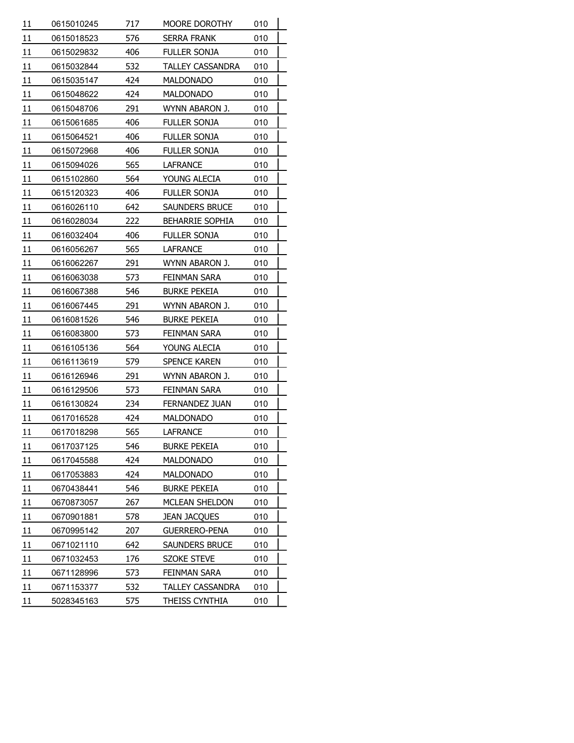| | | | | |
|---|---|---|---|---|
| 11 | 0615010245 | 717 | MOORE DOROTHY | 010 |
| 11 | 0615018523 | 576 | SERRA FRANK | 010 |
| 11 | 0615029832 | 406 | FULLER SONJA | 010 |
| 11 | 0615032844 | 532 | TALLEY CASSANDRA | 010 |
| 11 | 0615035147 | 424 | MALDONADO | 010 |
| 11 | 0615048622 | 424 | MALDONADO | 010 |
| 11 | 0615048706 | 291 | WYNN ABARON J. | 010 |
| 11 | 0615061685 | 406 | FULLER SONJA | 010 |
| 11 | 0615064521 | 406 | FULLER SONJA | 010 |
| 11 | 0615072968 | 406 | FULLER SONJA | 010 |
| 11 | 0615094026 | 565 | LAFRANCE | 010 |
| 11 | 0615102860 | 564 | YOUNG ALECIA | 010 |
| 11 | 0615120323 | 406 | FULLER SONJA | 010 |
| 11 | 0616026110 | 642 | SAUNDERS BRUCE | 010 |
| 11 | 0616028034 | 222 | BEHARRIE SOPHIA | 010 |
| 11 | 0616032404 | 406 | FULLER SONJA | 010 |
| 11 | 0616056267 | 565 | LAFRANCE | 010 |
| 11 | 0616062267 | 291 | WYNN ABARON J. | 010 |
| 11 | 0616063038 | 573 | FEINMAN SARA | 010 |
| 11 | 0616067388 | 546 | BURKE PEKEIA | 010 |
| 11 | 0616067445 | 291 | WYNN ABARON J. | 010 |
| 11 | 0616081526 | 546 | BURKE PEKEIA | 010 |
| 11 | 0616083800 | 573 | FEINMAN SARA | 010 |
| 11 | 0616105136 | 564 | YOUNG ALECIA | 010 |
| 11 | 0616113619 | 579 | SPENCE KAREN | 010 |
| 11 | 0616126946 | 291 | WYNN ABARON J. | 010 |
| 11 | 0616129506 | 573 | FEINMAN SARA | 010 |
| 11 | 0616130824 | 234 | FERNANDEZ JUAN | 010 |
| 11 | 0617016528 | 424 | MALDONADO | 010 |
| 11 | 0617018298 | 565 | LAFRANCE | 010 |
| 11 | 0617037125 | 546 | BURKE PEKEIA | 010 |
| 11 | 0617045588 | 424 | MALDONADO | 010 |
| 11 | 0617053883 | 424 | MALDONADO | 010 |
| 11 | 0670438441 | 546 | BURKE PEKEIA | 010 |
| 11 | 0670873057 | 267 | MCLEAN SHELDON | 010 |
| 11 | 0670901881 | 578 | JEAN JACQUES | 010 |
| 11 | 0670995142 | 207 | GUERRERO-PENA | 010 |
| 11 | 0671021110 | 642 | SAUNDERS BRUCE | 010 |
| 11 | 0671032453 | 176 | SZOKE STEVE | 010 |
| 11 | 0671128996 | 573 | FEINMAN SARA | 010 |
| 11 | 0671153377 | 532 | TALLEY CASSANDRA | 010 |
| 11 | 5028345163 | 575 | THEISS CYNTHIA | 010 |